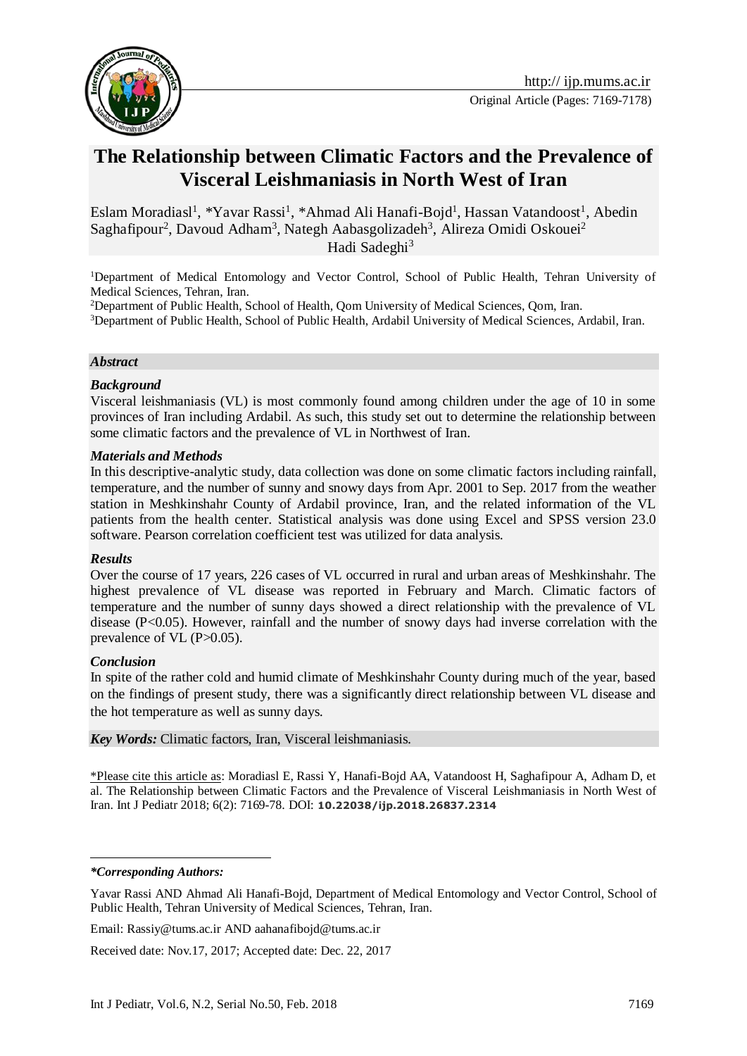Original Article (Pages: 7169-7178)

# The Relationship between Climatic Factors and the Prevalence of Visceral Leishmaniasis in North West of Iran

Eslam Moradiasl[1], *Yavar Rassi[1], *Ahmad Ali Hanafi-Bojd[1], Hassan Vatandoost[1], Abedin Saghafipour[2], Davoud Adham[3], Nategh Aabasgolizadeh[3], Alireza Omidi Oskouei[2] Hadi Sadeghi[3]

[1]Department of Medical Entomology and Vector Control, School of Public Health, Tehran University of Medical Sciences, Tehran, Iran.

[2]Department of Public Health, School of Health, Qom University of Medical Sciences, Qom, Iran.

[3]Department of Public Health, School of Public Health, Ardabil University of Medical Sciences, Ardabil, Iran.

## *Abstract*

### *Background*

Visceral leishmaniasis (VL) is most commonly found among children under the age of 10 in some provinces of Iran including Ardabil. As such, this study set out to determine the relationship between some climatic factors and the prevalence of VL in Northwest of Iran.

### *Materials and Methods*

In this descriptive-analytic study, data collection was done on some climatic factors including rainfall, temperature, and the number of sunny and snowy days from Apr. 2001 to Sep. 2017 from the weather station in Meshkinshahr County of Ardabil province, Iran, and the related information of the VL patients from the health center. Statistical analysis was done using Excel and SPSS version 23.0 software. Pearson correlation coefficient test was utilized for data analysis.

### *Results*

Over the course of 17 years, 226 cases of VL occurred in rural and urban areas of Meshkinshahr. The highest prevalence of VL disease was reported in February and March. Climatic factors of temperature and the number of sunny days showed a direct relationship with the prevalence of VL disease ($P<0.05$). However, rainfall and the number of snowy days had inverse correlation with the prevalence of VL ($P>0.05$).

### *Conclusion*

In spite of the rather cold and humid climate of Meshkinshahr County during much of the year, based on the findings of present study, there was a significantly direct relationship between VL disease and the hot temperature as well as sunny days.

***Key Words:*** Climatic factors, Iran, Visceral leishmaniasis.

\*Please cite this article as: Moradiasl E, Rassi Y, Hanafi-Bojd AA, Vatandoost H, Saghafipour A, Adham D, et al. The Relationship between Climatic Factors and the Prevalence of Visceral Leishmaniasis in North West of Iran. Int J Pediatr 2018; 6(2): 7169-78. DOI: **10.22038/ijp.2018.26837.2314**

---

***\*Corresponding Authors:***

Yavar Rassi AND Ahmad Ali Hanafi-Bojd, Department of Medical Entomology and Vector Control, School of Public Health, Tehran University of Medical Sciences, Tehran, Iran.

Email: Rassiy@tums.ac.ir AND aahanafibojd@tums.ac.ir

Received date: Nov.17, 2017; Accepted date: Dec. 22, 2017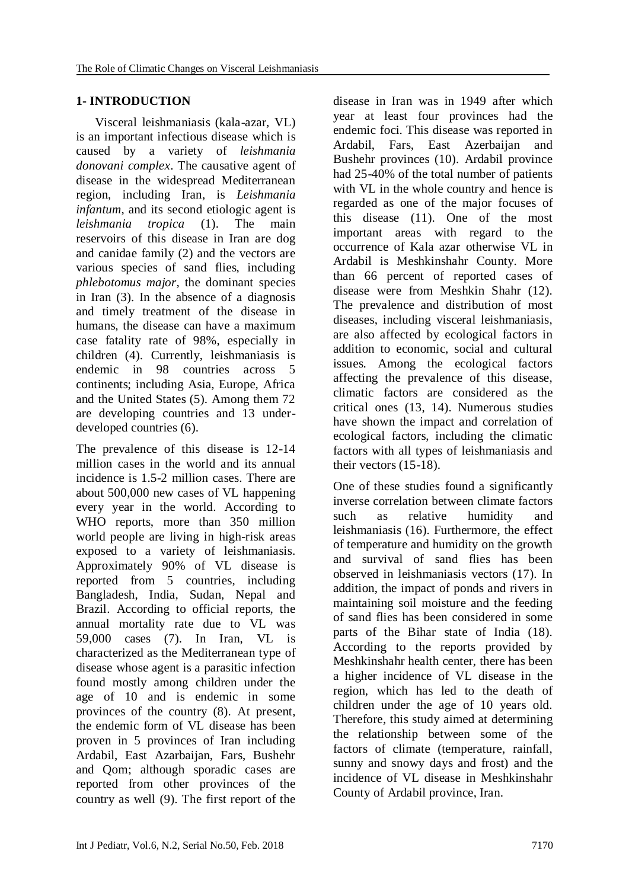## 1- INTRODUCTION

Visceral leishmaniasis (kala-azar, VL) is an important infectious disease which is caused by a variety of *leishmania donovani complex*. The causative agent of disease in the widespread Mediterranean region, including Iran, is *Leishmania infantum*, and its second etiologic agent is *leishmania tropica* (1). The main reservoirs of this disease in Iran are dog and canidae family (2) and the vectors are various species of sand flies, including *phlebotomus major*, the dominant species in Iran (3). In the absence of a diagnosis and timely treatment of the disease in humans, the disease can have a maximum case fatality rate of 98%, especially in children (4). Currently, leishmaniasis is endemic in 98 countries across 5 continents; including Asia, Europe, Africa and the United States (5). Among them 72 are developing countries and 13 under-developed countries (6).

The prevalence of this disease is 12-14 million cases in the world and its annual incidence is 1.5-2 million cases. There are about 500,000 new cases of VL happening every year in the world. According to WHO reports, more than 350 million world people are living in high-risk areas exposed to a variety of leishmaniasis. Approximately 90% of VL disease is reported from 5 countries, including Bangladesh, India, Sudan, Nepal and Brazil. According to official reports, the annual mortality rate due to VL was 59,000 cases (7). In Iran, VL is characterized as the Mediterranean type of disease whose agent is a parasitic infection found mostly among children under the age of 10 and is endemic in some provinces of the country (8). At present, the endemic form of VL disease has been proven in 5 provinces of Iran including Ardabil, East Azarbaijan, Fars, Bushehr and Qom; although sporadic cases are reported from other provinces of the country as well (9). The first report of the disease in Iran was in 1949 after which year at least four provinces had the endemic foci. This disease was reported in Ardabil, Fars, East Azerbaijan and Bushehr provinces (10). Ardabil province had 25-40% of the total number of patients with VL in the whole country and hence is regarded as one of the major focuses of this disease (11). One of the most important areas with regard to the occurrence of Kala azar otherwise VL in Ardabil is Meshkinshahr County. More than 66 percent of reported cases of disease were from Meshkin Shahr (12). The prevalence and distribution of most diseases, including visceral leishmaniasis, are also affected by ecological factors in addition to economic, social and cultural issues. Among the ecological factors affecting the prevalence of this disease, climatic factors are considered as the critical ones (13, 14). Numerous studies have shown the impact and correlation of ecological factors, including the climatic factors with all types of leishmaniasis and their vectors (15-18).

One of these studies found a significantly inverse correlation between climate factors such as relative humidity and leishmaniasis (16). Furthermore, the effect of temperature and humidity on the growth and survival of sand flies has been observed in leishmaniasis vectors (17). In addition, the impact of ponds and rivers in maintaining soil moisture and the feeding of sand flies has been considered in some parts of the Bihar state of India (18). According to the reports provided by Meshkinshahr health center, there has been a higher incidence of VL disease in the region, which has led to the death of children under the age of 10 years old. Therefore, this study aimed at determining the relationship between some of the factors of climate (temperature, rainfall, sunny and snowy days and frost) and the incidence of VL disease in Meshkinshahr County of Ardabil province, Iran.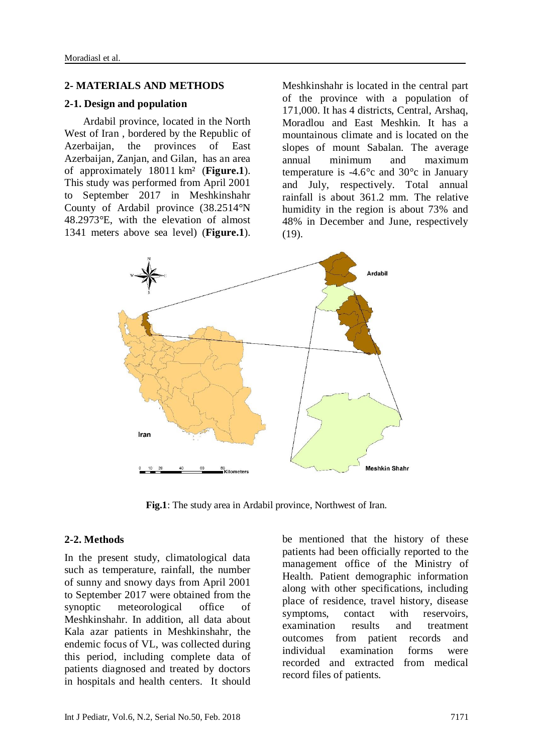## 2- MATERIALS AND METHODS

### 2-1. Design and population

Ardabil province, located in the North West of Iran , bordered by the Republic of Azerbaijan, the provinces of East Azerbaijan, Zanjan, and Gilan, has an area of approximately 18011 km² (**Figure.1**). This study was performed from April 2001 to September 2017 in Meshkinshahr County of Ardabil province (38.2514°N 48.2973°E, with the elevation of almost 1341 meters above sea level) (**Figure.1**). Meshkinshahr is located in the central part of the province with a population of 171,000. It has 4 districts, Central, Arshaq, Moradlou and East Meshkin. It has a mountainous climate and is located on the slopes of mount Sabalan. The average annual minimum and maximum temperature is -4.6°c and 30°c in January and July, respectively. Total annual rainfall is about 361.2 mm. The relative humidity in the region is about 73% and 48% in December and June, respectively (19).

**Fig.1**: The study area in Ardabil province, Northwest of Iran.

### 2-2. Methods

In the present study, climatological data such as temperature, rainfall, the number of sunny and snowy days from April 2001 to September 2017 were obtained from the synoptic meteorological office of Meshkinshahr. In addition, all data about Kala azar patients in Meshkinshahr, the endemic focus of VL, was collected during this period, including complete data of patients diagnosed and treated by doctors in hospitals and health centers. It should be mentioned that the history of these patients had been officially reported to the management office of the Ministry of Health. Patient demographic information along with other specifications, including place of residence, travel history, disease symptoms, contact with reservoirs, examination results and treatment outcomes from patient records and individual examination forms were recorded and extracted from medical record files of patients.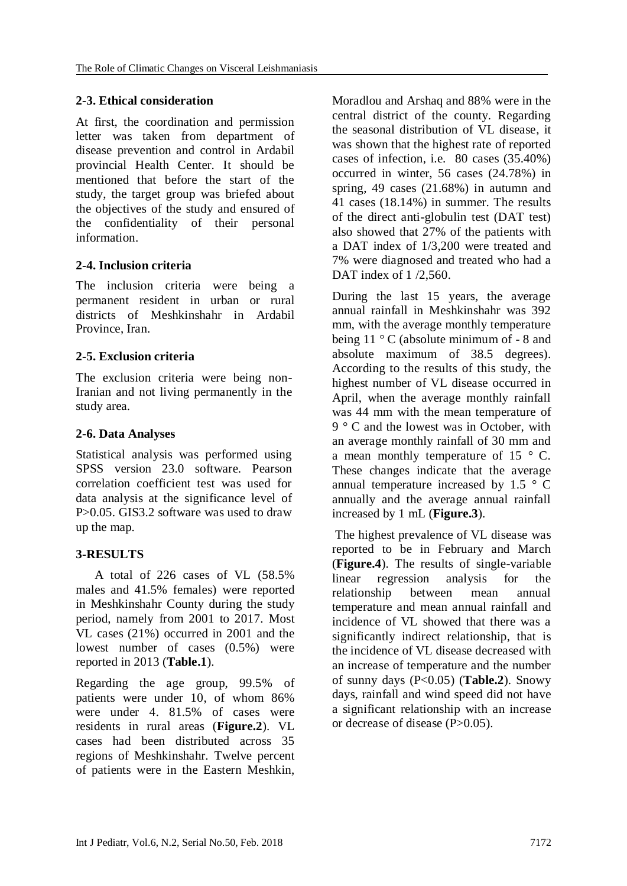### 2-3. Ethical consideration

At first, the coordination and permission letter was taken from department of disease prevention and control in Ardabil provincial Health Center. It should be mentioned that before the start of the study, the target group was briefed about the objectives of the study and ensured of the confidentiality of their personal information.

### 2-4. Inclusion criteria

The inclusion criteria were being a permanent resident in urban or rural districts of Meshkinshahr in Ardabil Province, Iran.

### 2-5. Exclusion criteria

The exclusion criteria were being non-Iranian and not living permanently in the study area.

### 2-6. Data Analyses

Statistical analysis was performed using SPSS version 23.0 software. Pearson correlation coefficient test was used for data analysis at the significance level of $P>0.05$. GIS3.2 software was used to draw up the map.

## 3-RESULTS

A total of 226 cases of VL (58.5% males and 41.5% females) were reported in Meshkinshahr County during the study period, namely from 2001 to 2017. Most VL cases (21%) occurred in 2001 and the lowest number of cases (0.5%) were reported in 2013 (**Table.1**).

Regarding the age group, 99.5% of patients were under 10, of whom 86% were under 4. 81.5% of cases were residents in rural areas (**Figure.2**). VL cases had been distributed across 35 regions of Meshkinshahr. Twelve percent of patients were in the Eastern Meshkin, Moradlou and Arshaq and 88% were in the central district of the county. Regarding the seasonal distribution of VL disease, it was shown that the highest rate of reported cases of infection, i.e. 80 cases (35.40%) occurred in winter, 56 cases (24.78%) in spring, 49 cases (21.68%) in autumn and 41 cases (18.14%) in summer. The results of the direct anti-globulin test (DAT test) also showed that 27% of the patients with a DAT index of 1/3,200 were treated and 7% were diagnosed and treated who had a DAT index of 1 /2,560.

During the last 15 years, the average annual rainfall in Meshkinshahr was 392 mm, with the average monthly temperature being 11 ° C (absolute minimum of - 8 and absolute maximum of 38.5 degrees). According to the results of this study, the highest number of VL disease occurred in April, when the average monthly rainfall was 44 mm with the mean temperature of 9 ° C and the lowest was in October, with an average monthly rainfall of 30 mm and a mean monthly temperature of 15 ° C. These changes indicate that the average annual temperature increased by 1.5 ° C annually and the average annual rainfall increased by 1 mL (**Figure.3**).

The highest prevalence of VL disease was reported to be in February and March (**Figure.4**). The results of single-variable linear regression analysis for the relationship between mean annual temperature and mean annual rainfall and incidence of VL showed that there was a significantly indirect relationship, that is the incidence of VL disease decreased with an increase of temperature and the number of sunny days ($P<0.05$) (**Table.2**). Snowy days, rainfall and wind speed did not have a significant relationship with an increase or decrease of disease ($P>0.05$).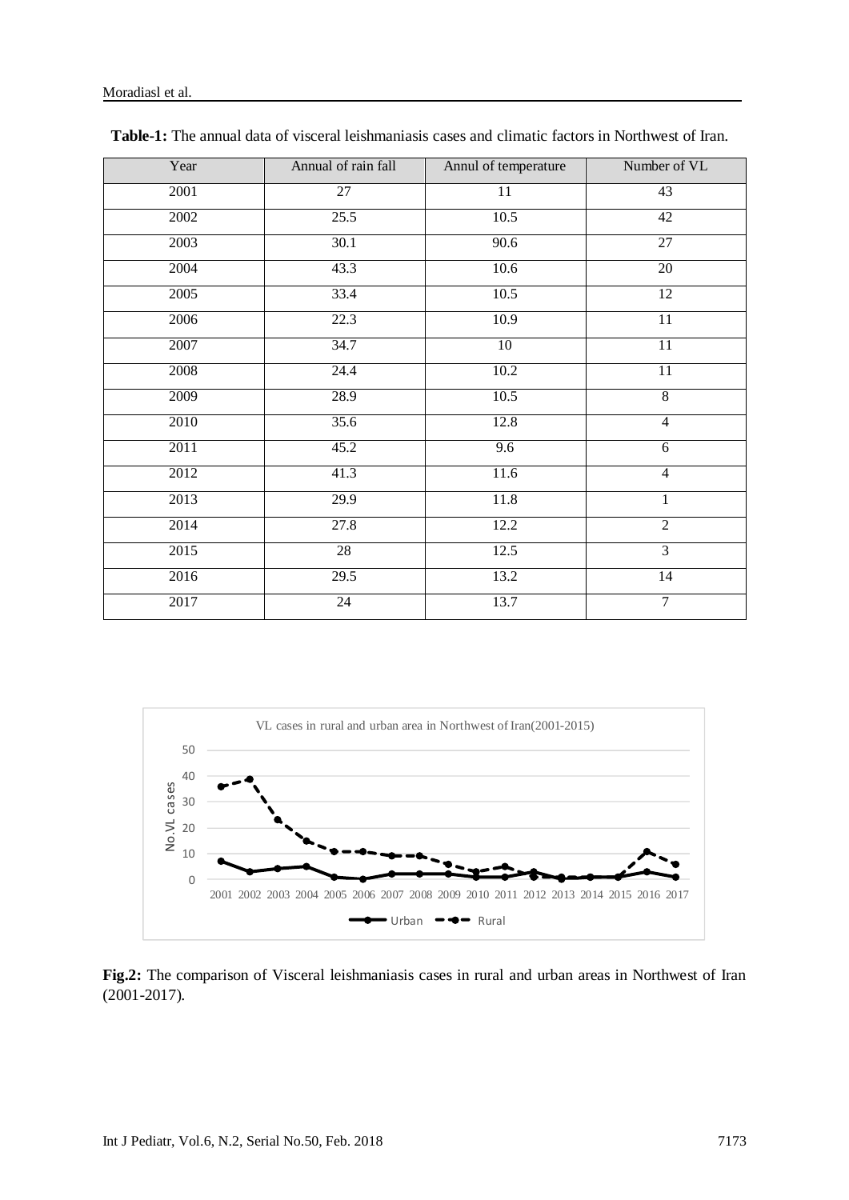**Table-1:** The annual data of visceral leishmaniasis cases and climatic factors in Northwest of Iran.

| Year | Annual of rain fall | Annul of temperature | Number of VL |
|---|---|---|---|
| 2001 | 27 | 11 | 43 |
| 2002 | 25.5 | 10.5 | 42 |
| 2003 | 30.1 | 90.6 | 27 |
| 2004 | 43.3 | 10.6 | 20 |
| 2005 | 33.4 | 10.5 | 12 |
| 2006 | 22.3 | 10.9 | 11 |
| 2007 | 34.7 | 10 | 11 |
| 2008 | 24.4 | 10.2 | 11 |
| 2009 | 28.9 | 10.5 | 8 |
| 2010 | 35.6 | 12.8 | 4 |
| 2011 | 45.2 | 9.6 | 6 |
| 2012 | 41.3 | 11.6 | 4 |
| 2013 | 29.9 | 11.8 | 1 |
| 2014 | 27.8 | 12.2 | 2 |
| 2015 | 28 | 12.5 | 3 |
| 2016 | 29.5 | 13.2 | 14 |
| 2017 | 24 | 13.7 | 7 |

VL cases in rural and urban area in Northwest of Iran(2001-2015)

**Fig.2:** The comparison of Visceral leishmaniasis cases in rural and urban areas in Northwest of Iran (2001-2017).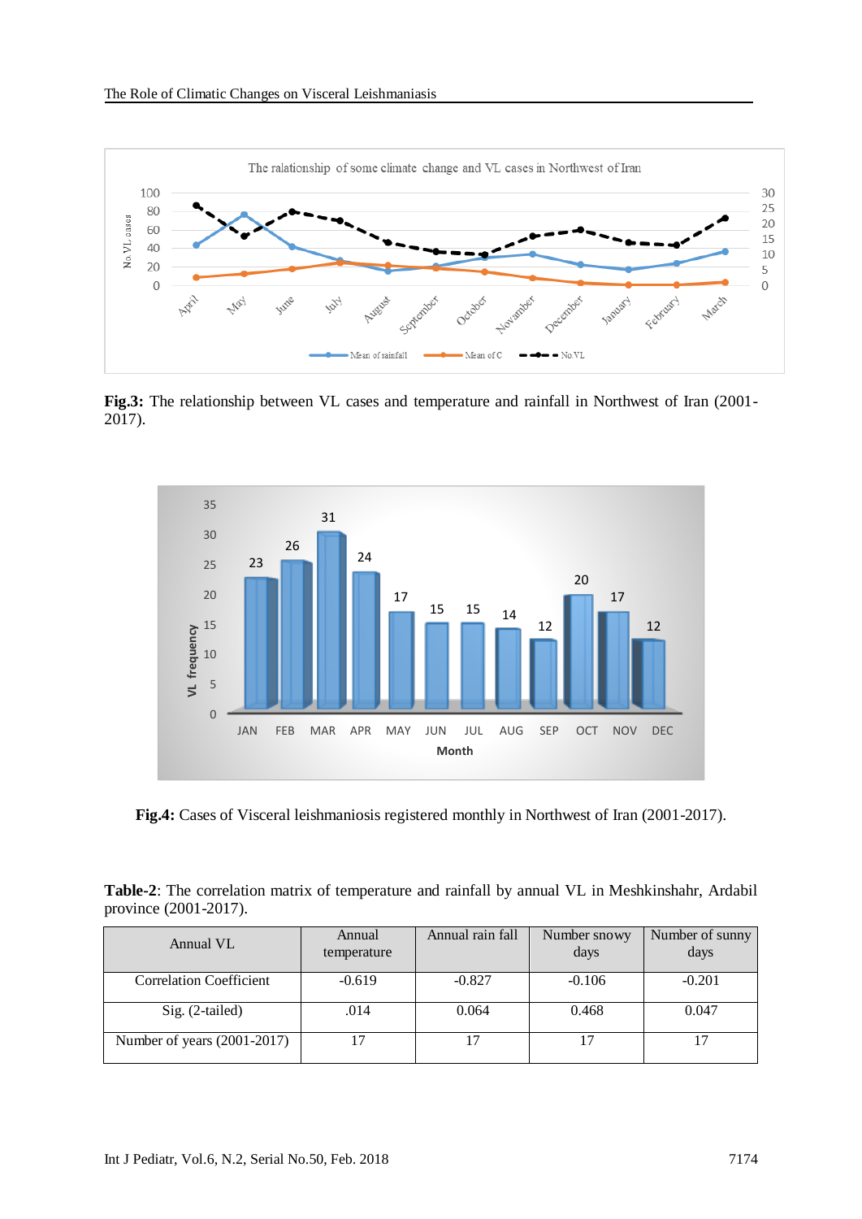**Fig.3:** The relationship between VL cases and temperature and rainfall in Northwest of Iran (2001-2017).

**Fig.4:** Cases of Visceral leishmaniosis registered monthly in Northwest of Iran (2001-2017).

**Table-2**: The correlation matrix of temperature and rainfall by annual VL in Meshkinshahr, Ardabil province (2001-2017).

| Annual VL | Annual temperature | Annual rain fall | Number snowy days | Number of sunny days |
|---|---|---|---|---|
| Correlation Coefficient | -0.619 | -0.827 | -0.106 | -0.201 |
| Sig. (2-tailed) | .014 | 0.064 | 0.468 | 0.047 |
| Number of years (2001-2017) | 17 | 17 | 17 | 17 |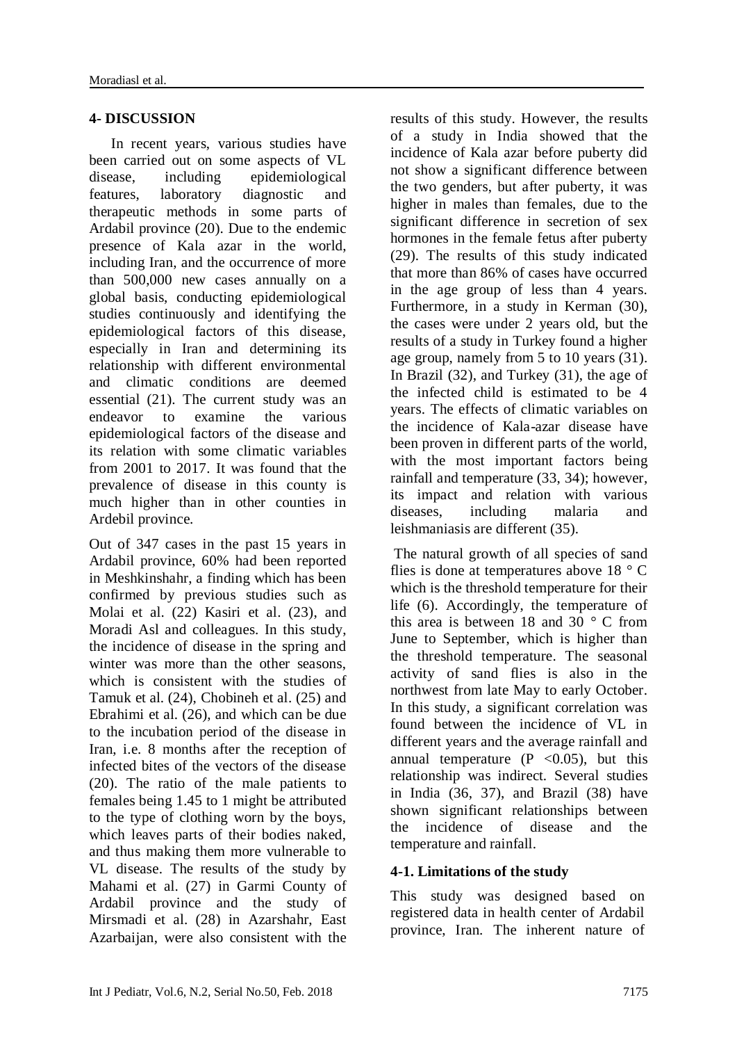## 4- DISCUSSION

In recent years, various studies have been carried out on some aspects of VL disease, including epidemiological features, laboratory diagnostic and therapeutic methods in some parts of Ardabil province (20). Due to the endemic presence of Kala azar in the world, including Iran, and the occurrence of more than 500,000 new cases annually on a global basis, conducting epidemiological studies continuously and identifying the epidemiological factors of this disease, especially in Iran and determining its relationship with different environmental and climatic conditions are deemed essential (21). The current study was an endeavor to examine the various epidemiological factors of the disease and its relation with some climatic variables from 2001 to 2017. It was found that the prevalence of disease in this county is much higher than in other counties in Ardebil province.

Out of 347 cases in the past 15 years in Ardabil province, 60% had been reported in Meshkinshahr, a finding which has been confirmed by previous studies such as Molai et al. (22) Kasiri et al. (23), and Moradi Asl and colleagues. In this study, the incidence of disease in the spring and winter was more than the other seasons, which is consistent with the studies of Tamuk et al. (24), Chobineh et al. (25) and Ebrahimi et al. (26), and which can be due to the incubation period of the disease in Iran, i.e. 8 months after the reception of infected bites of the vectors of the disease (20). The ratio of the male patients to females being 1.45 to 1 might be attributed to the type of clothing worn by the boys, which leaves parts of their bodies naked, and thus making them more vulnerable to VL disease. The results of the study by Mahami et al. (27) in Garmi County of Ardabil province and the study of Mirsmadi et al. (28) in Azarshahr, East Azarbaijan, were also consistent with the results of this study. However, the results of a study in India showed that the incidence of Kala azar before puberty did not show a significant difference between the two genders, but after puberty, it was higher in males than females, due to the significant difference in secretion of sex hormones in the female fetus after puberty (29). The results of this study indicated that more than 86% of cases have occurred in the age group of less than 4 years. Furthermore, in a study in Kerman (30), the cases were under 2 years old, but the results of a study in Turkey found a higher age group, namely from 5 to 10 years (31). In Brazil (32), and Turkey (31), the age of the infected child is estimated to be 4 years. The effects of climatic variables on the incidence of Kala-azar disease have been proven in different parts of the world, with the most important factors being rainfall and temperature (33, 34); however, its impact and relation with various diseases, including malaria and leishmaniasis are different (35).

The natural growth of all species of sand flies is done at temperatures above 18 ° C which is the threshold temperature for their life (6). Accordingly, the temperature of this area is between 18 and 30 ° C from June to September, which is higher than the threshold temperature. The seasonal activity of sand flies is also in the northwest from late May to early October. In this study, a significant correlation was found between the incidence of VL in different years and the average rainfall and annual temperature ($P < 0.05$), but this relationship was indirect. Several studies in India (36, 37), and Brazil (38) have shown significant relationships between the incidence of disease and the temperature and rainfall.

### 4-1. Limitations of the study

This study was designed based on registered data in health center of Ardabil province, Iran. The inherent nature of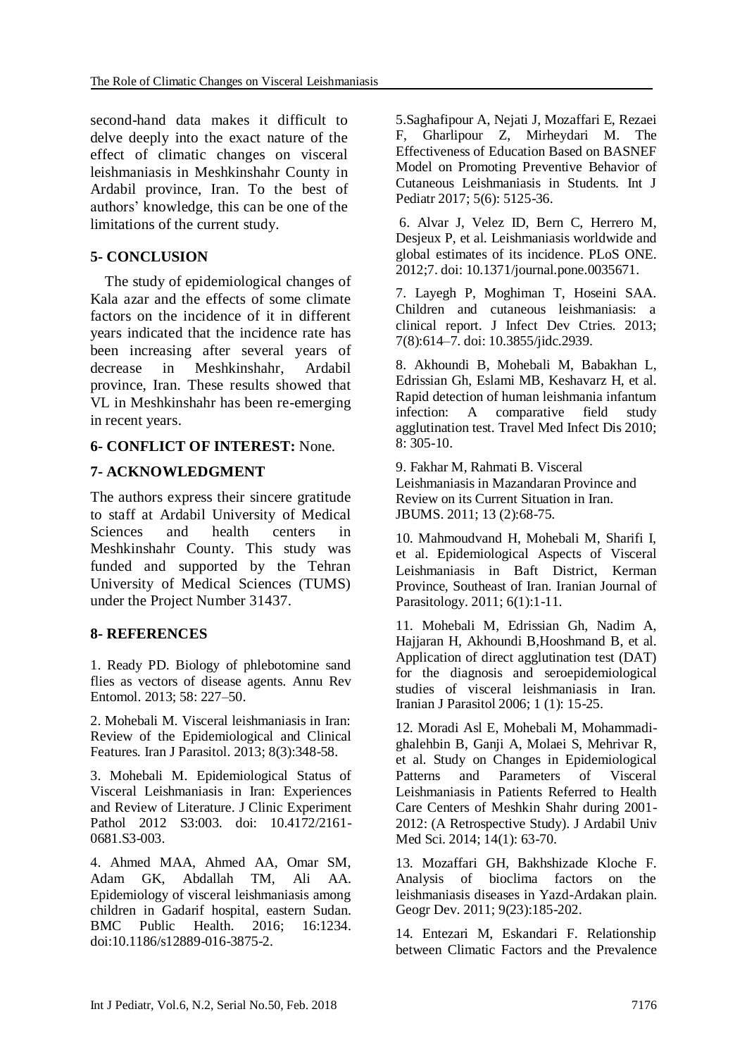second-hand data makes it difficult to delve deeply into the exact nature of the effect of climatic changes on visceral leishmaniasis in Meshkinshahr County in Ardabil province, Iran. To the best of authors' knowledge, this can be one of the limitations of the current study.

## 5- CONCLUSION

The study of epidemiological changes of Kala azar and the effects of some climate factors on the incidence of it in different years indicated that the incidence rate has been increasing after several years of decrease in Meshkinshahr, Ardabil province, Iran. These results showed that VL in Meshkinshahr has been re-emerging in recent years.

## 6- CONFLICT OF INTEREST: None.

## 7- ACKNOWLEDGMENT

The authors express their sincere gratitude to staff at Ardabil University of Medical Sciences and health centers in Meshkinshahr County. This study was funded and supported by the Tehran University of Medical Sciences (TUMS) under the Project Number 31437.

## 8- REFERENCES

1. Ready PD. Biology of phlebotomine sand flies as vectors of disease agents. Annu Rev Entomol. 2013; 58: 227–50.

2. Mohebali M. Visceral leishmaniasis in Iran: Review of the Epidemiological and Clinical Features. Iran J Parasitol. 2013; 8(3):348-58.

3. Mohebali M. Epidemiological Status of Visceral Leishmaniasis in Iran: Experiences and Review of Literature. J Clinic Experiment Pathol 2012 S3:003. doi: 10.4172/2161-0681.S3-003.

4. Ahmed MAA, Ahmed AA, Omar SM, Adam GK, Abdallah TM, Ali AA. Epidemiology of visceral leishmaniasis among children in Gadarif hospital, eastern Sudan. BMC Public Health. 2016; 16:1234. doi:10.1186/s12889-016-3875-2.

5. Saghafipour A, Nejati J, Mozaffari E, Rezaei F, Gharlipour Z, Mirheydari M. The Effectiveness of Education Based on BASNEF Model on Promoting Preventive Behavior of Cutaneous Leishmaniasis in Students. Int J Pediatr 2017; 5(6): 5125-36.

6. Alvar J, Velez ID, Bern C, Herrero M, Desjeux P, et al. Leishmaniasis worldwide and global estimates of its incidence. PLoS ONE. 2012;7. doi: 10.1371/journal.pone.0035671.

7. Layegh P, Moghiman T, Hoseini SAA. Children and cutaneous leishmaniasis: a clinical report. J Infect Dev Ctries. 2013; 7(8):614–7. doi: 10.3855/jidc.2939.

8. Akhoundi B, Mohebali M, Babakhan L, Edrissian Gh, Eslami MB, Keshavarz H, et al. Rapid detection of human leishmania infantum infection: A comparative field study agglutination test. Travel Med Infect Dis 2010; 8: 305-10.

9. Fakhar M, Rahmati B. Visceral Leishmaniasis in Mazandaran Province and Review on its Current Situation in Iran. JBUMS. 2011; 13 (2):68-75.

10. Mahmoudvand H, Mohebali M, Sharifi I, et al. Epidemiological Aspects of Visceral Leishmaniasis in Baft District, Kerman Province, Southeast of Iran. Iranian Journal of Parasitology. 2011; 6(1):1-11.

11. Mohebali M, Edrissian Gh, Nadim A, Hajjaran H, Akhoundi B,Hooshmand B, et al. Application of direct agglutination test (DAT) for the diagnosis and seroepidemiological studies of visceral leishmaniasis in Iran. Iranian J Parasitol 2006; 1 (1): 15-25.

12. Moradi Asl E, Mohebali M, Mohammadi-ghalehbin B, Ganji A, Molaei S, Mehrivar R, et al. Study on Changes in Epidemiological Patterns and Parameters of Visceral Leishmaniasis in Patients Referred to Health Care Centers of Meshkin Shahr during 2001-2012: (A Retrospective Study). J Ardabil Univ Med Sci. 2014; 14(1): 63-70.

13. Mozaffari GH, Bakhshizade Kloche F. Analysis of bioclima factors on the leishmaniasis diseases in Yazd-Ardakan plain. Geogr Dev. 2011; 9(23):185-202.

14. Entezari M, Eskandari F. Relationship between Climatic Factors and the Prevalence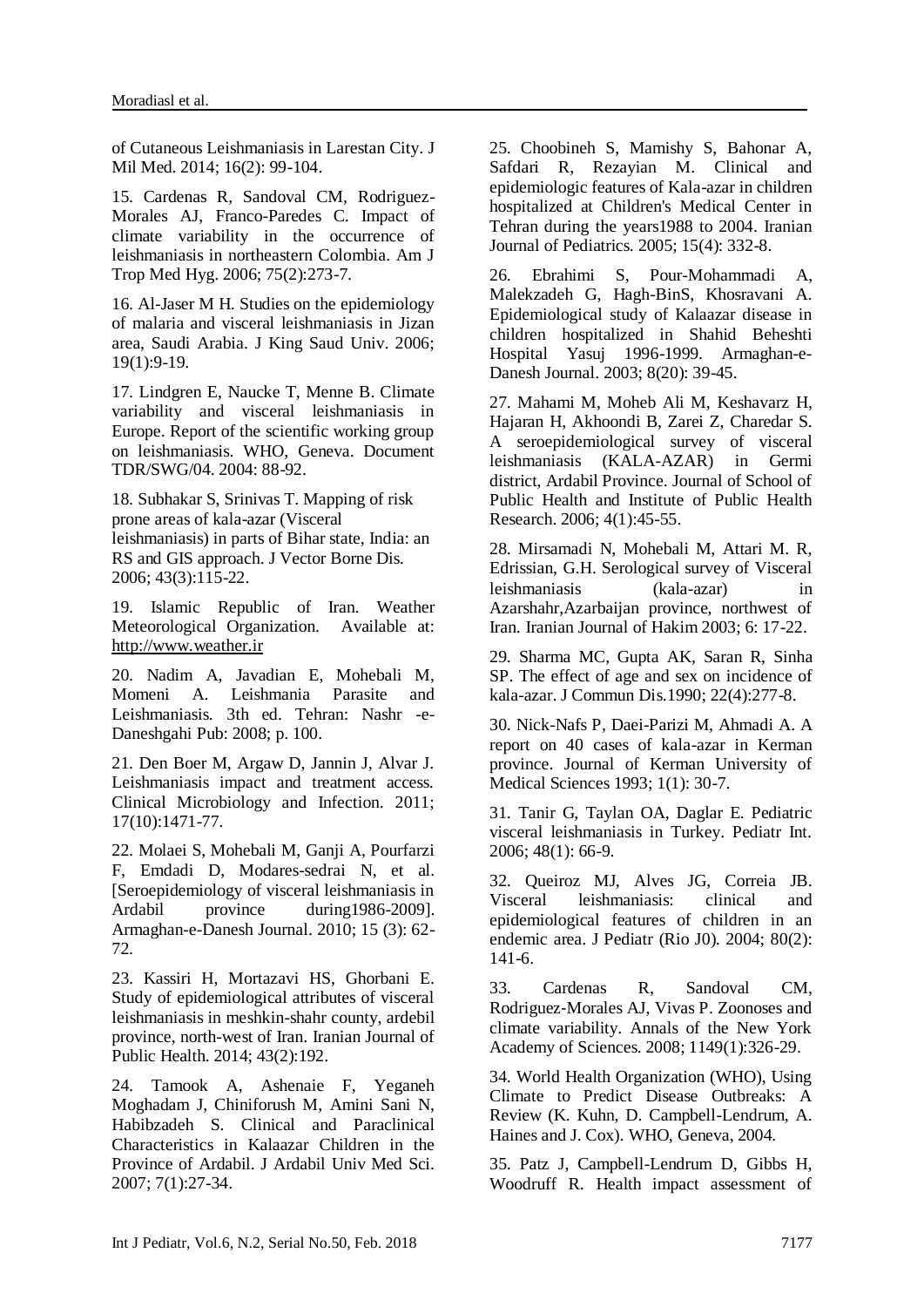of Cutaneous Leishmaniasis in Larestan City. J Mil Med. 2014; 16(2): 99-104.

15. Cardenas R, Sandoval CM, Rodriguez-Morales AJ, Franco-Paredes C. Impact of climate variability in the occurrence of leishmaniasis in northeastern Colombia. Am J Trop Med Hyg. 2006; 75(2):273-7.

16. Al-Jaser M H. Studies on the epidemiology of malaria and visceral leishmaniasis in Jizan area, Saudi Arabia. J King Saud Univ. 2006; 19(1):9-19.

17. Lindgren E, Naucke T, Menne B. Climate variability and visceral leishmaniasis in Europe. Report of the scientific working group on leishmaniasis. WHO, Geneva. Document TDR/SWG/04. 2004: 88-92.

18. Subhakar S, Srinivas T. Mapping of risk prone areas of kala-azar (Visceral leishmaniasis) in parts of Bihar state, India: an RS and GIS approach. J Vector Borne Dis. 2006; 43(3):115-22.

19. Islamic Republic of Iran. Weather Meteorological Organization. Available at: http://www.weather.ir

20. Nadim A, Javadian E, Mohebali M, Momeni A. Leishmania Parasite and Leishmaniasis. 3th ed. Tehran: Nashr -e-Daneshgahi Pub: 2008; p. 100.

21. Den Boer M, Argaw D, Jannin J, Alvar J. Leishmaniasis impact and treatment access. Clinical Microbiology and Infection. 2011; 17(10):1471-77.

22. Molaei S, Mohebali M, Ganji A, Pourfarzi F, Emdadi D, Modares-sedrai N, et al. [Seroepidemiology of visceral leishmaniasis in Ardabil province during1986-2009]. Armaghan-e-Danesh Journal. 2010; 15 (3): 62-72.

23. Kassiri H, Mortazavi HS, Ghorbani E. Study of epidemiological attributes of visceral leishmaniasis in meshkin-shahr county, ardebil province, north-west of Iran. Iranian Journal of Public Health. 2014; 43(2):192.

24. Tamook A, Ashenaie F, Yeganeh Moghadam J, Chiniforush M, Amini Sani N, Habibzadeh S. Clinical and Paraclinical Characteristics in Kalaazar Children in the Province of Ardabil. J Ardabil Univ Med Sci. 2007; 7(1):27-34.

25. Choobineh S, Mamishy S, Bahonar A, Safdari R, Rezayian M. Clinical and epidemiologic features of Kala-azar in children hospitalized at Children's Medical Center in Tehran during the years1988 to 2004. Iranian Journal of Pediatrics. 2005; 15(4): 332-8.

26. Ebrahimi S, Pour-Mohammadi A, Malekzadeh G, Hagh-BinS, Khosravani A. Epidemiological study of Kalaazar disease in children hospitalized in Shahid Beheshti Hospital Yasuj 1996-1999. Armaghan-e-Danesh Journal. 2003; 8(20): 39-45.

27. Mahami M, Moheb Ali M, Keshavarz H, Hajaran H, Akhoondi B, Zarei Z, Charedar S. A seroepidemiological survey of visceral leishmaniasis (KALA-AZAR) in Germi district, Ardabil Province. Journal of School of Public Health and Institute of Public Health Research. 2006; 4(1):45-55.

28. Mirsamadi N, Mohebali M, Attari M. R, Edrissian, G.H. Serological survey of Visceral leishmaniasis (kala-azar) in Azarshahr,Azarbaijan province, northwest of Iran. Iranian Journal of Hakim 2003; 6: 17-22.

29. Sharma MC, Gupta AK, Saran R, Sinha SP. The effect of age and sex on incidence of kala-azar. J Commun Dis.1990; 22(4):277-8.

30. Nick-Nafs P, Daei-Parizi M, Ahmadi A. A report on 40 cases of kala-azar in Kerman province. Journal of Kerman University of Medical Sciences 1993; 1(1): 30-7.

31. Tanir G, Taylan OA, Daglar E. Pediatric visceral leishmaniasis in Turkey. Pediatr Int. 2006; 48(1): 66-9.

32. Queiroz MJ, Alves JG, Correia JB. Visceral leishmaniasis: clinical and epidemiological features of children in an endemic area. J Pediatr (Rio J0). 2004; 80(2): 141-6.

33. Cardenas R, Sandoval CM, Rodriguez-Morales AJ, Vivas P. Zoonoses and climate variability. Annals of the New York Academy of Sciences. 2008; 1149(1):326-29.

34. World Health Organization (WHO), Using Climate to Predict Disease Outbreaks: A Review (K. Kuhn, D. Campbell-Lendrum, A. Haines and J. Cox). WHO, Geneva, 2004.

35. Patz J, Campbell-Lendrum D, Gibbs H, Woodruff R. Health impact assessment of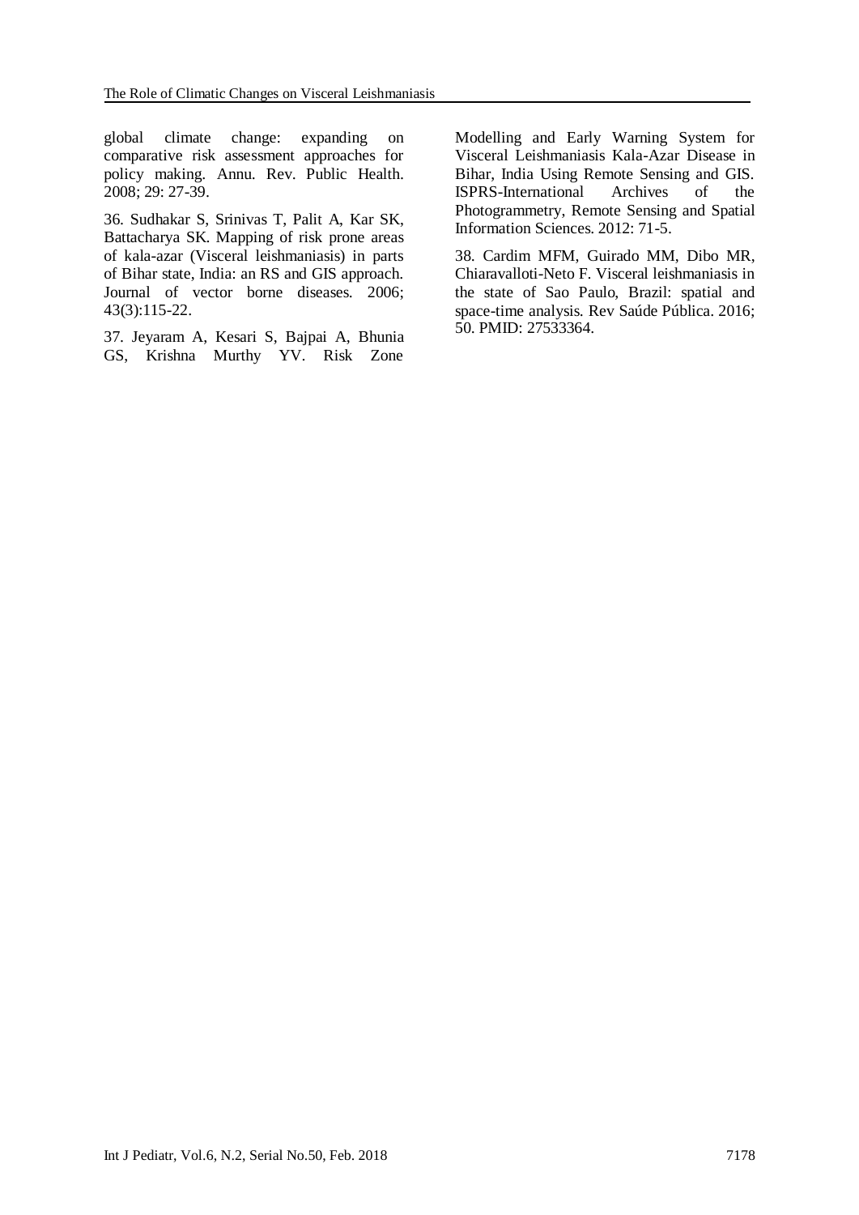global climate change: expanding on comparative risk assessment approaches for policy making. Annu. Rev. Public Health. 2008; 29: 27-39.

36. Sudhakar S, Srinivas T, Palit A, Kar SK, Battacharya SK. Mapping of risk prone areas of kala-azar (Visceral leishmaniasis) in parts of Bihar state, India: an RS and GIS approach. Journal of vector borne diseases. 2006; 43(3):115-22.

37. Jeyaram A, Kesari S, Bajpai A, Bhunia GS, Krishna Murthy YV. Risk Zone Modelling and Early Warning System for Visceral Leishmaniasis Kala-Azar Disease in Bihar, India Using Remote Sensing and GIS. ISPRS-International Archives of the Photogrammetry, Remote Sensing and Spatial Information Sciences. 2012: 71-5.

38. Cardim MFM, Guirado MM, Dibo MR, Chiaravalloti-Neto F. Visceral leishmaniasis in the state of Sao Paulo, Brazil: spatial and space-time analysis. Rev Saúde Pública. 2016; 50. PMID: 27533364.